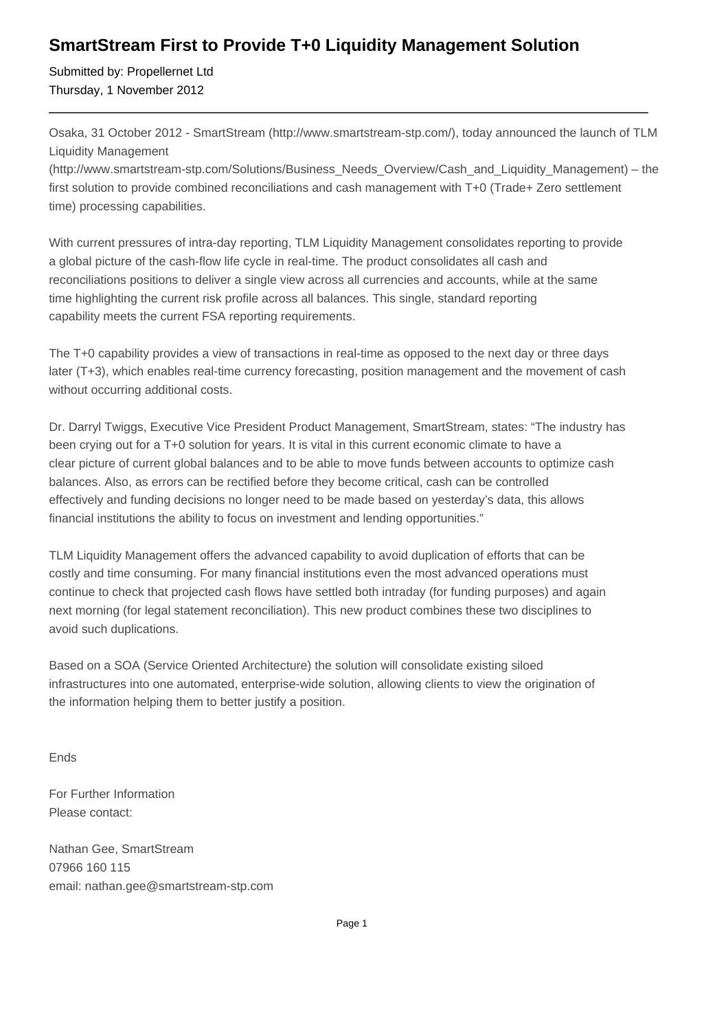# SmartStream First to Provide T+0 Liquidity Management Solution

Submitted by: Propellernet Ltd
Thursday, 1 November 2012

---

Osaka, 31 October 2012 - SmartStream (http://www.smartstream-stp.com/), today announced the launch of TLM Liquidity Management (http://www.smartstream-stp.com/Solutions/Business_Needs_Overview/Cash_and_Liquidity_Management) – the first solution to provide combined reconciliations and cash management with T+0 (Trade+ Zero settlement time) processing capabilities.

With current pressures of intra-day reporting, TLM Liquidity Management consolidates reporting to provide a global picture of the cash-flow life cycle in real-time. The product consolidates all cash and reconciliations positions to deliver a single view across all currencies and accounts, while at the same time highlighting the current risk profile across all balances. This single, standard reporting capability meets the current FSA reporting requirements.

The T+0 capability provides a view of transactions in real-time as opposed to the next day or three days later (T+3), which enables real-time currency forecasting, position management and the movement of cash without occurring additional costs.

Dr. Darryl Twiggs, Executive Vice President Product Management, SmartStream, states: "The industry has been crying out for a T+0 solution for years. It is vital in this current economic climate to have a clear picture of current global balances and to be able to move funds between accounts to optimize cash balances. Also, as errors can be rectified before they become critical, cash can be controlled effectively and funding decisions no longer need to be made based on yesterday's data, this allows financial institutions the ability to focus on investment and lending opportunities."

TLM Liquidity Management offers the advanced capability to avoid duplication of efforts that can be costly and time consuming. For many financial institutions even the most advanced operations must continue to check that projected cash flows have settled both intraday (for funding purposes) and again next morning (for legal statement reconciliation). This new product combines these two disciplines to avoid such duplications.

Based on a SOA (Service Oriented Architecture) the solution will consolidate existing siloed infrastructures into one automated, enterprise-wide solution, allowing clients to view the origination of the information helping them to better justify a position.

Ends

For Further Information
Please contact:

Nathan Gee, SmartStream
07966 160 115
email: nathan.gee@smartstream-stp.com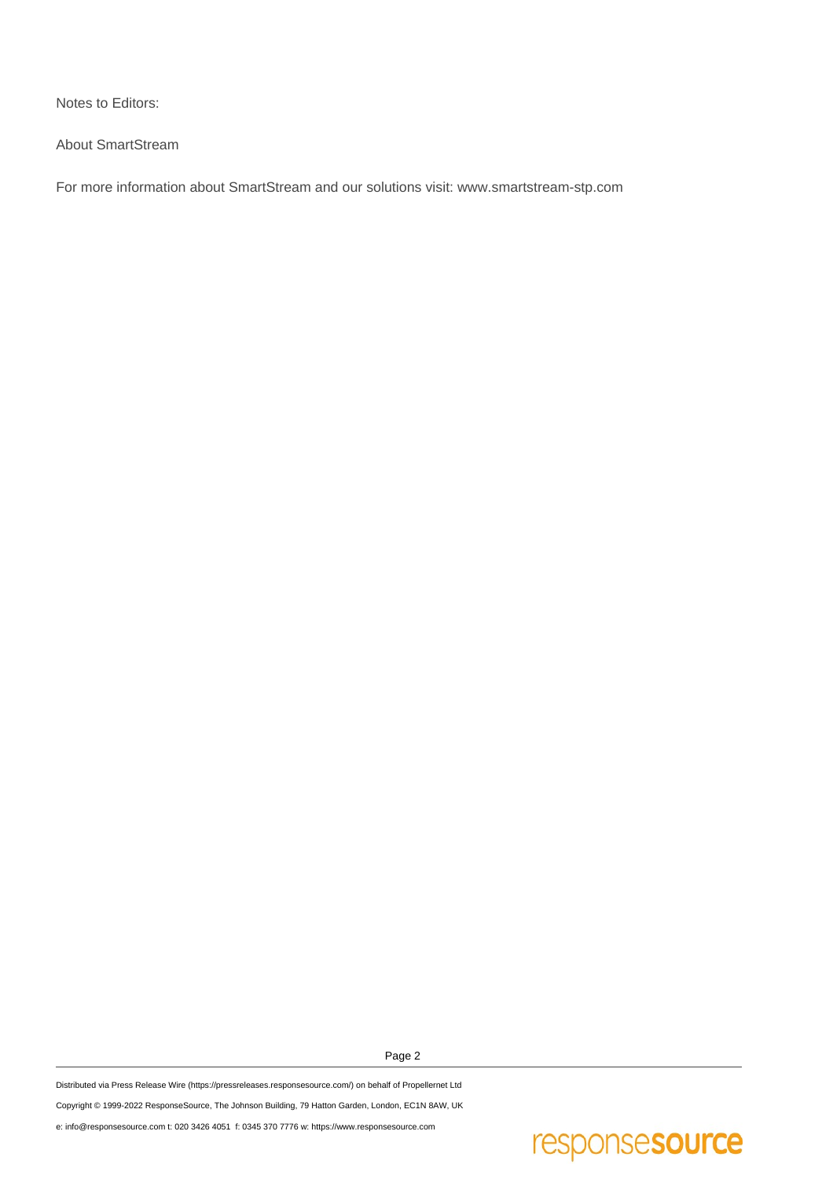Notes to Editors:

About SmartStream

For more information about SmartStream and our solutions visit: www.smartstream-stp.com